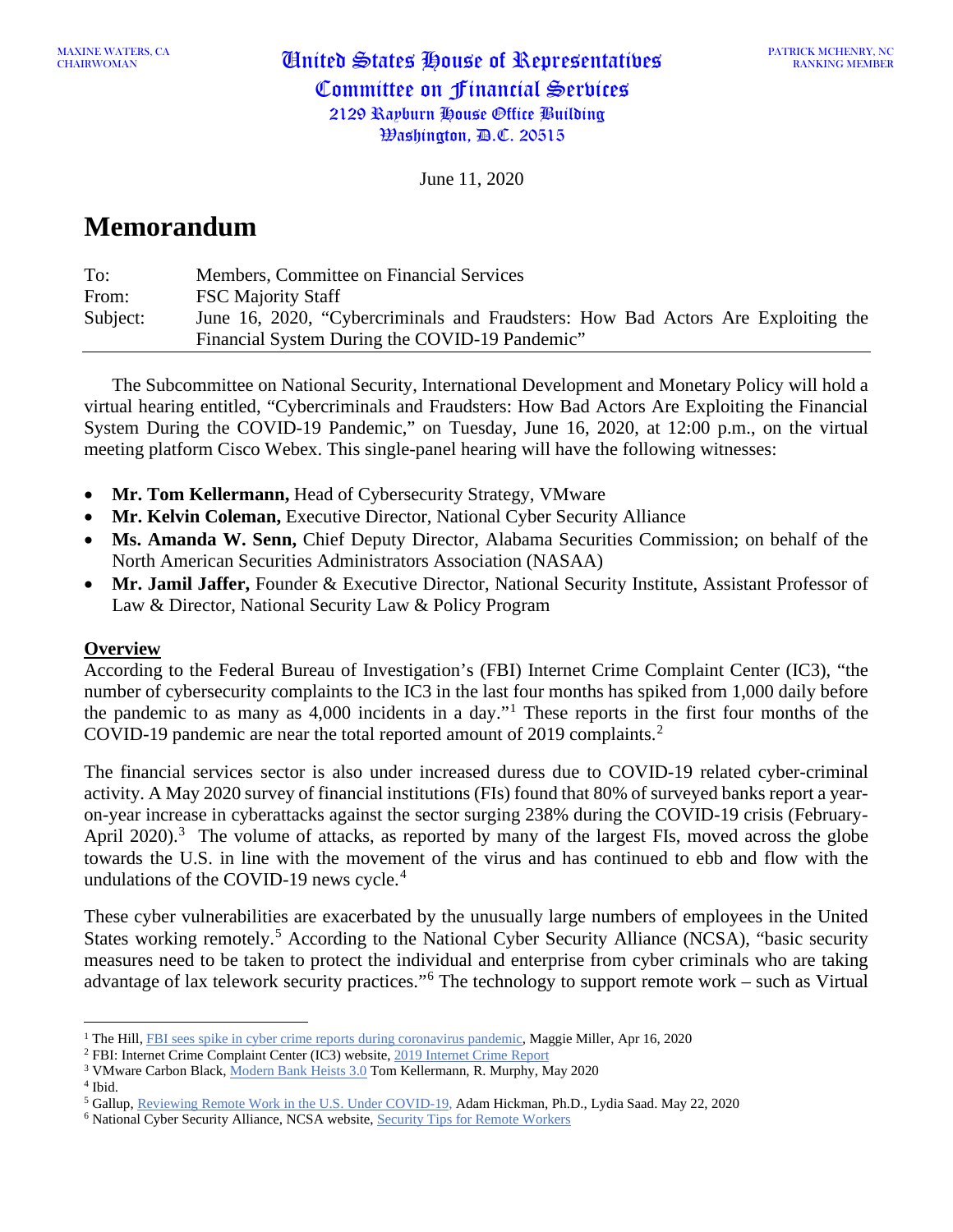MAXINE WATERS, CA
CHAIRWOMAN

United States House of Representatives
Committee on Financial Services
2129 Rayburn House Office Building
Washington, D.C. 20515

PATRICK MCHENRY, NC
RANKING MEMBER

June 11, 2020

# Memorandum

| | |
|---|---|
| To: | Members, Committee on Financial Services |
| From: | FSC Majority Staff |
| Subject: | June 16, 2020, "Cybercriminals and Fraudsters: How Bad Actors Are Exploiting the Financial System During the COVID-19 Pandemic" |

The Subcommittee on National Security, International Development and Monetary Policy will hold a virtual hearing entitled, "Cybercriminals and Fraudsters: How Bad Actors Are Exploiting the Financial System During the COVID-19 Pandemic," on Tuesday, June 16, 2020, at 12:00 p.m., on the virtual meeting platform Cisco Webex. This single-panel hearing will have the following witnesses:

- **Mr. Tom Kellermann,** Head of Cybersecurity Strategy, VMware
- **Mr. Kelvin Coleman,** Executive Director, National Cyber Security Alliance
- **Ms. Amanda W. Senn,** Chief Deputy Director, Alabama Securities Commission; on behalf of the North American Securities Administrators Association (NASAA)
- **Mr. Jamil Jaffer,** Founder & Executive Director, National Security Institute, Assistant Professor of Law & Director, National Security Law & Policy Program

## Overview

According to the Federal Bureau of Investigation's (FBI) Internet Crime Complaint Center (IC3), "the number of cybersecurity complaints to the IC3 in the last four months has spiked from 1,000 daily before the pandemic to as many as 4,000 incidents in a day."[1] These reports in the first four months of the COVID-19 pandemic are near the total reported amount of 2019 complaints.[2]

The financial services sector is also under increased duress due to COVID-19 related cyber-criminal activity. A May 2020 survey of financial institutions (FIs) found that 80% of surveyed banks report a year-on-year increase in cyberattacks against the sector surging 238% during the COVID-19 crisis (February-April 2020).[3] The volume of attacks, as reported by many of the largest FIs, moved across the globe towards the U.S. in line with the movement of the virus and has continued to ebb and flow with the undulations of the COVID-19 news cycle.[4]

These cyber vulnerabilities are exacerbated by the unusually large numbers of employees in the United States working remotely.[5] According to the National Cyber Security Alliance (NCSA), "basic security measures need to be taken to protect the individual and enterprise from cyber criminals who are taking advantage of lax telework security practices."[6] The technology to support remote work – such as Virtual

---

[1] The Hill, FBI sees spike in cyber crime reports during coronavirus pandemic, Maggie Miller, Apr 16, 2020
[2] FBI: Internet Crime Complaint Center (IC3) website, 2019 Internet Crime Report
[3] VMware Carbon Black, Modern Bank Heists 3.0 Tom Kellermann, R. Murphy, May 2020
[4] Ibid.
[5] Gallup, Reviewing Remote Work in the U.S. Under COVID-19, Adam Hickman, Ph.D., Lydia Saad. May 22, 2020
[6] National Cyber Security Alliance, NCSA website, Security Tips for Remote Workers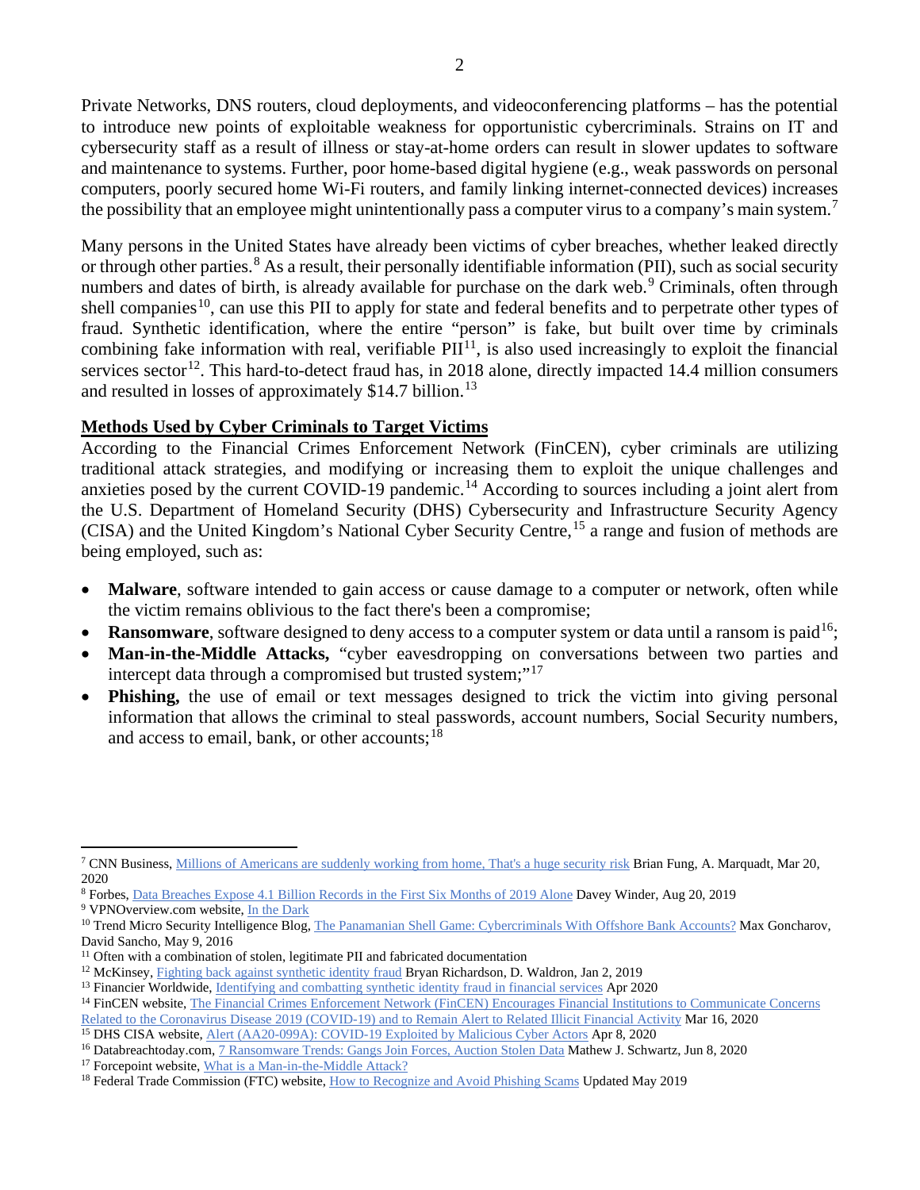Private Networks, DNS routers, cloud deployments, and videoconferencing platforms – has the potential to introduce new points of exploitable weakness for opportunistic cybercriminals. Strains on IT and cybersecurity staff as a result of illness or stay-at-home orders can result in slower updates to software and maintenance to systems. Further, poor home-based digital hygiene (e.g., weak passwords on personal computers, poorly secured home Wi-Fi routers, and family linking internet-connected devices) increases the possibility that an employee might unintentionally pass a computer virus to a company's main system.[7]

Many persons in the United States have already been victims of cyber breaches, whether leaked directly or through other parties.[8] As a result, their personally identifiable information (PII), such as social security numbers and dates of birth, is already available for purchase on the dark web.[9] Criminals, often through shell companies[10], can use this PII to apply for state and federal benefits and to perpetrate other types of fraud. Synthetic identification, where the entire "person" is fake, but built over time by criminals combining fake information with real, verifiable PII[11], is also used increasingly to exploit the financial services sector[12]. This hard-to-detect fraud has, in 2018 alone, directly impacted 14.4 million consumers and resulted in losses of approximately $14.7 billion.[13]

## Methods Used by Cyber Criminals to Target Victims

According to the Financial Crimes Enforcement Network (FinCEN), cyber criminals are utilizing traditional attack strategies, and modifying or increasing them to exploit the unique challenges and anxieties posed by the current COVID-19 pandemic.[14] According to sources including a joint alert from the U.S. Department of Homeland Security (DHS) Cybersecurity and Infrastructure Security Agency (CISA) and the United Kingdom's National Cyber Security Centre,[15] a range and fusion of methods are being employed, such as:

- **Malware**, software intended to gain access or cause damage to a computer or network, often while the victim remains oblivious to the fact there's been a compromise;
- **Ransomware**, software designed to deny access to a computer system or data until a ransom is paid[16];
- **Man-in-the-Middle Attacks,** "cyber eavesdropping on conversations between two parties and intercept data through a compromised but trusted system;"[17]
- **Phishing,** the use of email or text messages designed to trick the victim into giving personal information that allows the criminal to steal passwords, account numbers, Social Security numbers, and access to email, bank, or other accounts;[18]

---

[7] CNN Business, Millions of Americans are suddenly working from home, That's a huge security risk Brian Fung, A. Marquadt, Mar 20, 2020

[8] Forbes, Data Breaches Expose 4.1 Billion Records in the First Six Months of 2019 Alone Davey Winder, Aug 20, 2019

[9] VPNOverview.com website, In the Dark

[10] Trend Micro Security Intelligence Blog, The Panamanian Shell Game: Cybercriminals With Offshore Bank Accounts? Max Goncharov, David Sancho, May 9, 2016

[11] Often with a combination of stolen, legitimate PII and fabricated documentation

[12] McKinsey, Fighting back against synthetic identity fraud Bryan Richardson, D. Waldron, Jan 2, 2019

[13] Financier Worldwide, Identifying and combatting synthetic identity fraud in financial services Apr 2020

[14] FinCEN website, The Financial Crimes Enforcement Network (FinCEN) Encourages Financial Institutions to Communicate Concerns Related to the Coronavirus Disease 2019 (COVID-19) and to Remain Alert to Related Illicit Financial Activity Mar 16, 2020

[15] DHS CISA website, Alert (AA20-099A): COVID-19 Exploited by Malicious Cyber Actors Apr 8, 2020

[16] Databreachtoday.com, 7 Ransomware Trends: Gangs Join Forces, Auction Stolen Data Mathew J. Schwartz, Jun 8, 2020

[17] Forcepoint website, What is a Man-in-the-Middle Attack?

[18] Federal Trade Commission (FTC) website, How to Recognize and Avoid Phishing Scams Updated May 2019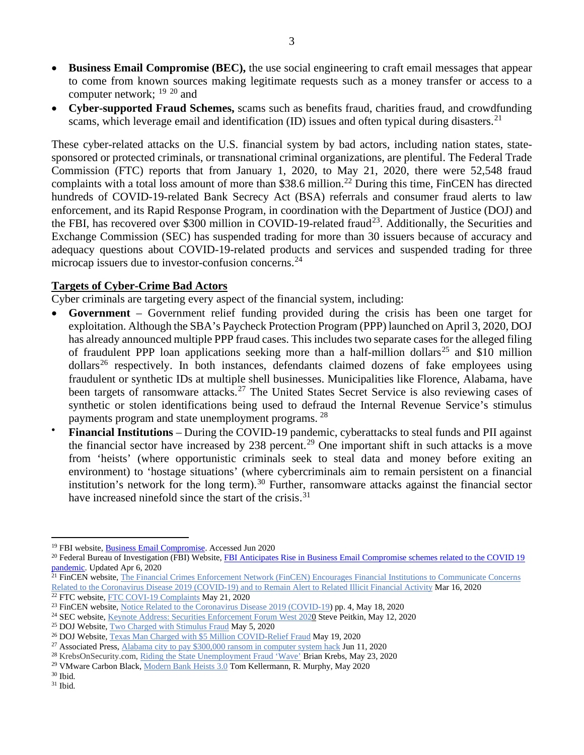- **Business Email Compromise (BEC),** the use social engineering to craft email messages that appear to come from known sources making legitimate requests such as a money transfer or access to a computer network; [19] [20] and
- **Cyber-supported Fraud Schemes,** scams such as benefits fraud, charities fraud, and crowdfunding scams, which leverage email and identification (ID) issues and often typical during disasters.[21]

These cyber-related attacks on the U.S. financial system by bad actors, including nation states, state-sponsored or protected criminals, or transnational criminal organizations, are plentiful. The Federal Trade Commission (FTC) reports that from January 1, 2020, to May 21, 2020, there were 52,548 fraud complaints with a total loss amount of more than $38.6 million.[22] During this time, FinCEN has directed hundreds of COVID-19-related Bank Secrecy Act (BSA) referrals and consumer fraud alerts to law enforcement, and its Rapid Response Program, in coordination with the Department of Justice (DOJ) and the FBI, has recovered over $300 million in COVID-19-related fraud[23]. Additionally, the Securities and Exchange Commission (SEC) has suspended trading for more than 30 issuers because of accuracy and adequacy questions about COVID-19-related products and services and suspended trading for three microcap issuers due to investor-confusion concerns.[24]

## Targets of Cyber-Crime Bad Actors

Cyber criminals are targeting every aspect of the financial system, including:

- **Government** – Government relief funding provided during the crisis has been one target for exploitation. Although the SBA's Paycheck Protection Program (PPP) launched on April 3, 2020, DOJ has already announced multiple PPP fraud cases. This includes two separate cases for the alleged filing of fraudulent PPP loan applications seeking more than a half-million dollars[25] and $10 million dollars[26] respectively. In both instances, defendants claimed dozens of fake employees using fraudulent or synthetic IDs at multiple shell businesses. Municipalities like Florence, Alabama, have been targets of ransomware attacks.[27] The United States Secret Service is also reviewing cases of synthetic or stolen identifications being used to defraud the Internal Revenue Service's stimulus payments program and state unemployment programs. [28]
- **Financial Institutions** – During the COVID-19 pandemic, cyberattacks to steal funds and PII against the financial sector have increased by 238 percent.[29] One important shift in such attacks is a move from 'heists' (where opportunistic criminals seek to steal data and money before exiting an environment) to 'hostage situations' (where cybercriminals aim to remain persistent on a financial institution's network for the long term).[30] Further, ransomware attacks against the financial sector have increased ninefold since the start of the crisis.[31]

---

[19] FBI website, Business Email Compromise. Accessed Jun 2020
[20] Federal Bureau of Investigation (FBI) Website, FBI Anticipates Rise in Business Email Compromise schemes related to the COVID 19 pandemic. Updated Apr 6, 2020
[21] FinCEN website, The Financial Crimes Enforcement Network (FinCEN) Encourages Financial Institutions to Communicate Concerns Related to the Coronavirus Disease 2019 (COVID-19) and to Remain Alert to Related Illicit Financial Activity Mar 16, 2020
[22] FTC website, FTC COVI-19 Complaints May 21, 2020
[23] FinCEN website, Notice Related to the Coronavirus Disease 2019 (COVID-19) pp. 4, May 18, 2020
[24] SEC website, Keynote Address: Securities Enforcement Forum West 2020 Steve Peitkin, May 12, 2020
[25] DOJ Website, Two Charged with Stimulus Fraud May 5, 2020
[26] DOJ Website, Texas Man Charged with $5 Million COVID-Relief Fraud May 19, 2020
[27] Associated Press, Alabama city to pay $300,000 ransom in computer system hack Jun 11, 2020
[28] KrebsOnSecurity.com, Riding the State Unemployment Fraud 'Wave' Brian Krebs, May 23, 2020
[29] VMware Carbon Black, Modern Bank Heists 3.0 Tom Kellermann, R. Murphy, May 2020
[30] Ibid.
[31] Ibid.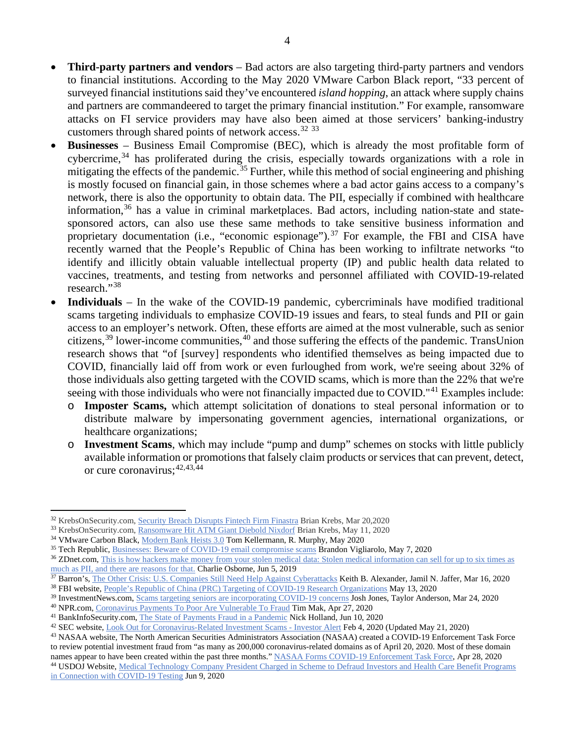- **Third-party partners and vendors** – Bad actors are also targeting third-party partners and vendors to financial institutions. According to the May 2020 VMware Carbon Black report, "33 percent of surveyed financial institutions said they've encountered *island hopping*, an attack where supply chains and partners are commandeered to target the primary financial institution." For example, ransomware attacks on FI service providers may have also been aimed at those servicers' banking-industry customers through shared points of network access.[32] [33]
- **Businesses** – Business Email Compromise (BEC), which is already the most profitable form of cybercrime,[34] has proliferated during the crisis, especially towards organizations with a role in mitigating the effects of the pandemic.[35] Further, while this method of social engineering and phishing is mostly focused on financial gain, in those schemes where a bad actor gains access to a company's network, there is also the opportunity to obtain data. The PII, especially if combined with healthcare information,[36] has a value in criminal marketplaces. Bad actors, including nation-state and state-sponsored actors, can also use these same methods to take sensitive business information and proprietary documentation (i.e., "economic espionage").[37] For example, the FBI and CISA have recently warned that the People's Republic of China has been working to infiltrate networks "to identify and illicitly obtain valuable intellectual property (IP) and public health data related to vaccines, treatments, and testing from networks and personnel affiliated with COVID-19-related research."[38]
- **Individuals** – In the wake of the COVID-19 pandemic, cybercriminals have modified traditional scams targeting individuals to emphasize COVID-19 issues and fears, to steal funds and PII or gain access to an employer's network. Often, these efforts are aimed at the most vulnerable, such as senior citizens,[39] lower-income communities,[40] and those suffering the effects of the pandemic. TransUnion research shows that "of [survey] respondents who identified themselves as being impacted due to COVID, financially laid off from work or even furloughed from work, we're seeing about 32% of those individuals also getting targeted with the COVID scams, which is more than the 22% that we're seeing with those individuals who were not financially impacted due to COVID."[41] Examples include:
  - **Imposter Scams,** which attempt solicitation of donations to steal personal information or to distribute malware by impersonating government agencies, international organizations, or healthcare organizations;
  - **Investment Scams**, which may include "pump and dump" schemes on stocks with little publicly available information or promotions that falsely claim products or services that can prevent, detect, or cure coronavirus;[42,43,44]

---

[32] KrebsOnSecurity.com, Security Breach Disrupts Fintech Firm Finastra Brian Krebs, Mar 20,2020

[33] KrebsOnSecurity.com, Ransomware Hit ATM Giant Diebold Nixdorf Brian Krebs, May 11, 2020

[34] VMware Carbon Black, Modern Bank Heists 3.0 Tom Kellermann, R. Murphy, May 2020

[35] Tech Republic, Businesses: Beware of COVID-19 email compromise scams Brandon Vigliarolo, May 7, 2020

[36] ZDnet.com, This is how hackers make money from your stolen medical data: Stolen medical information can sell for up to six times as much as PII, and there are reasons for that. Charlie Osborne, Jun 5, 2019

[37] Barron's, The Other Crisis: U.S. Companies Still Need Help Against Cyberattacks Keith B. Alexander, Jamil N. Jaffer, Mar 16, 2020

[38] FBI website, People's Republic of China (PRC) Targeting of COVID-19 Research Organizations May 13, 2020

[39] InvestmentNews.com, Scams targeting seniors are incorporating COVID-19 concerns Josh Jones, Taylor Anderson, Mar 24, 2020

[40] NPR.com, Coronavirus Payments To Poor Are Vulnerable To Fraud Tim Mak, Apr 27, 2020

[41] BankInfoSecurity.com, The State of Payments Fraud in a Pandemic Nick Holland, Jun 10, 2020

[42] SEC website, Look Out for Coronavirus-Related Investment Scams - Investor Alert Feb 4, 2020 (Updated May 21, 2020)

[43] NASAA website, The North American Securities Administrators Association (NASAA) created a COVID-19 Enforcement Task Force to review potential investment fraud from "as many as 200,000 coronavirus-related domains as of April 20, 2020. Most of these domain names appear to have been created within the past three months." NASAA Forms COVID-19 Enforcement Task Force, Apr 28, 2020

[44] USDOJ Website, Medical Technology Company President Charged in Scheme to Defraud Investors and Health Care Benefit Programs in Connection with COVID-19 Testing Jun 9, 2020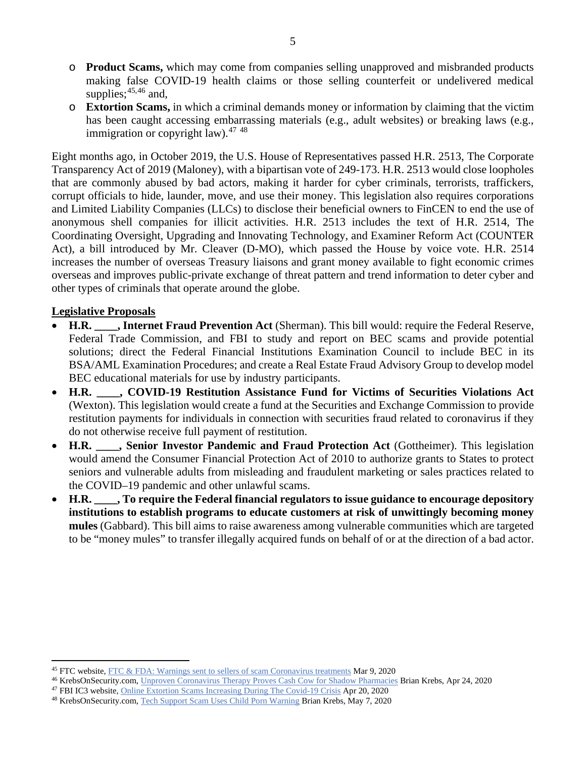- **Product Scams,** which may come from companies selling unapproved and misbranded products making false COVID-19 health claims or those selling counterfeit or undelivered medical supplies;[45,46] and,
- **Extortion Scams,** in which a criminal demands money or information by claiming that the victim has been caught accessing embarrassing materials (e.g., adult websites) or breaking laws (e.g., immigration or copyright law).[47] [48]

Eight months ago, in October 2019, the U.S. House of Representatives passed H.R. 2513, The Corporate Transparency Act of 2019 (Maloney), with a bipartisan vote of 249-173. H.R. 2513 would close loopholes that are commonly abused by bad actors, making it harder for cyber criminals, terrorists, traffickers, corrupt officials to hide, launder, move, and use their money. This legislation also requires corporations and Limited Liability Companies (LLCs) to disclose their beneficial owners to FinCEN to end the use of anonymous shell companies for illicit activities. H.R. 2513 includes the text of H.R. 2514, The Coordinating Oversight, Upgrading and Innovating Technology, and Examiner Reform Act (COUNTER Act), a bill introduced by Mr. Cleaver (D-MO), which passed the House by voice vote. H.R. 2514 increases the number of overseas Treasury liaisons and grant money available to fight economic crimes overseas and improves public-private exchange of threat pattern and trend information to deter cyber and other types of criminals that operate around the globe.

**Legislative Proposals**

- **H.R. ____, Internet Fraud Prevention Act** (Sherman). This bill would: require the Federal Reserve, Federal Trade Commission, and FBI to study and report on BEC scams and provide potential solutions; direct the Federal Financial Institutions Examination Council to include BEC in its BSA/AML Examination Procedures; and create a Real Estate Fraud Advisory Group to develop model BEC educational materials for use by industry participants.
- **H.R. ____, COVID-19 Restitution Assistance Fund for Victims of Securities Violations Act** (Wexton). This legislation would create a fund at the Securities and Exchange Commission to provide restitution payments for individuals in connection with securities fraud related to coronavirus if they do not otherwise receive full payment of restitution.
- **H.R. ____, Senior Investor Pandemic and Fraud Protection Act** (Gottheimer). This legislation would amend the Consumer Financial Protection Act of 2010 to authorize grants to States to protect seniors and vulnerable adults from misleading and fraudulent marketing or sales practices related to the COVID–19 pandemic and other unlawful scams.
- **H.R. ____, To require the Federal financial regulators to issue guidance to encourage depository institutions to establish programs to educate customers at risk of unwittingly becoming money mules** (Gabbard). This bill aims to raise awareness among vulnerable communities which are targeted to be "money mules" to transfer illegally acquired funds on behalf of or at the direction of a bad actor.

---

[45] FTC website, FTC & FDA: Warnings sent to sellers of scam Coronavirus treatments Mar 9, 2020

[46] KrebsOnSecurity.com, Unproven Coronavirus Therapy Proves Cash Cow for Shadow Pharmacies Brian Krebs, Apr 24, 2020

[47] FBI IC3 website, Online Extortion Scams Increasing During The Covid-19 Crisis Apr 20, 2020

[48] KrebsOnSecurity.com, Tech Support Scam Uses Child Porn Warning Brian Krebs, May 7, 2020